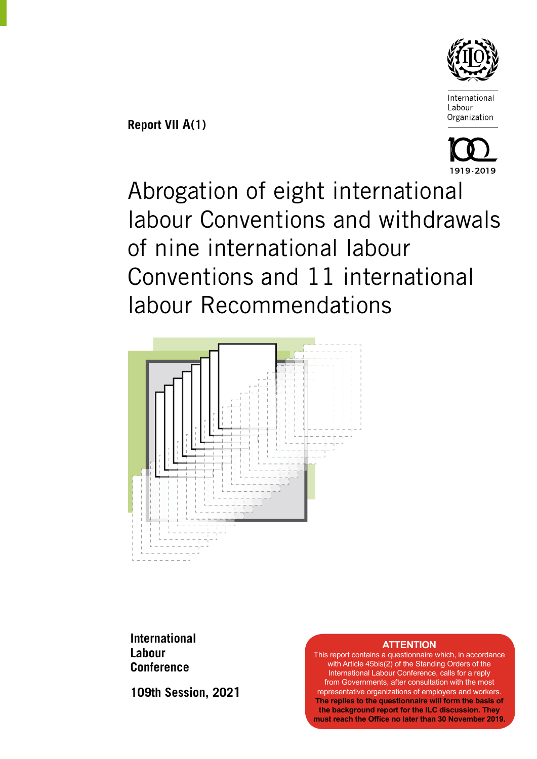International Labour Organization

1919·2019

**Report VII A(1)**

# Abrogation of eight international labour Conventions and withdrawals of nine international labour Conventions and 11 international labour Recommendations

**International Labour Conference**

**109th Session, 2021**

**ATTENTION**

This report contains a questionnaire which, in accordance with Article 45bis(2) of the Standing Orders of the International Labour Conference, calls for a reply from Governments, after consultation with the most representative organizations of employers and workers. **The replies to the questionnaire will form the basis of the background report for the ILC discussion. They must reach the Office no later than 30 November 2019.**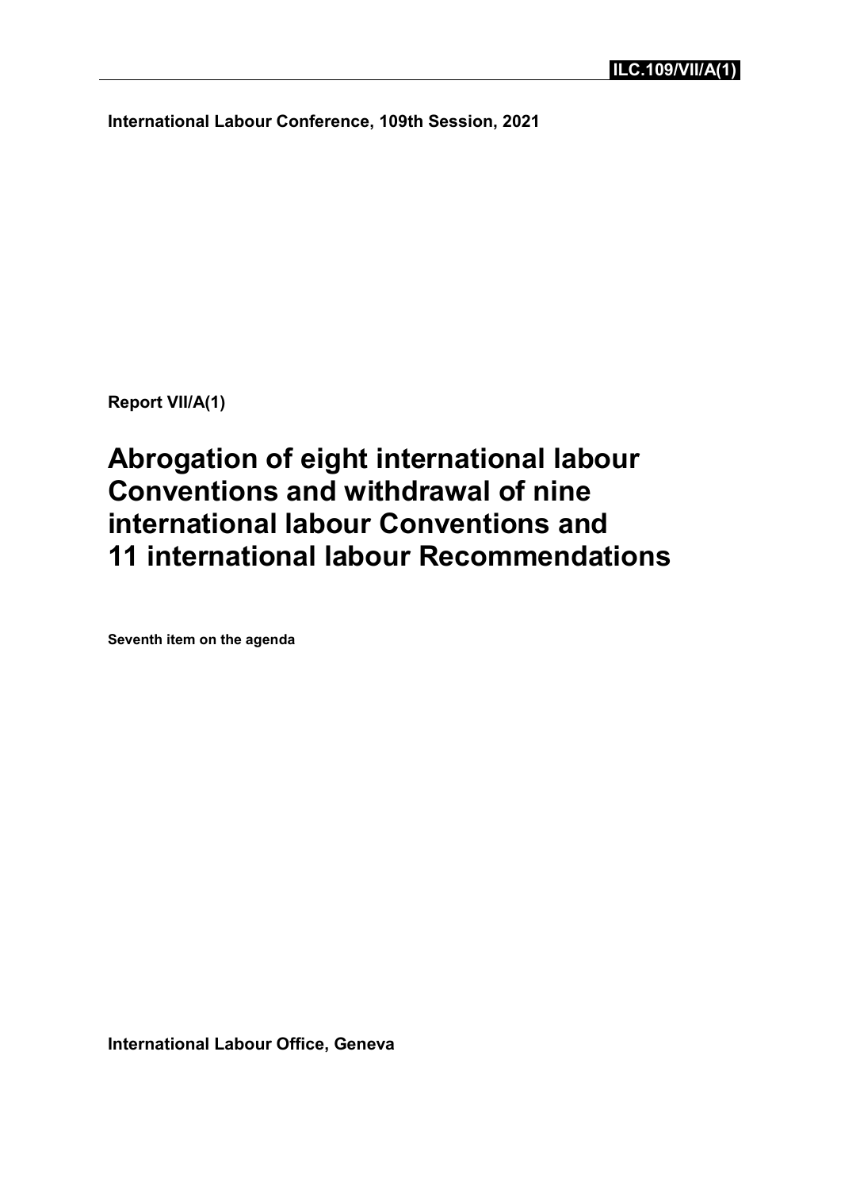**ILC.109/VII/A(1)**

**International Labour Conference, 109th Session, 2021**

**Report VII/A(1)**

# Abrogation of eight international labour Conventions and withdrawal of nine international labour Conventions and 11 international labour Recommendations

**Seventh item on the agenda**

**International Labour Office, Geneva**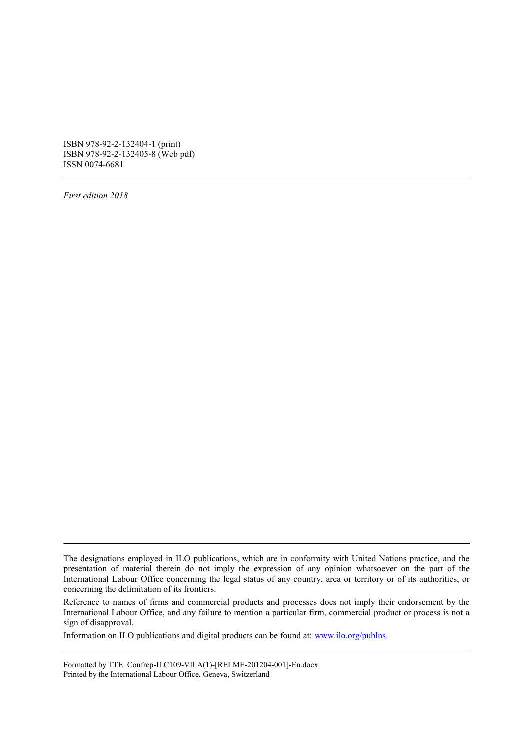ISBN 978-92-2-132404-1 (print)
ISBN 978-92-2-132405-8 (Web pdf)
ISSN 0074-6681

---

*First edition 2018*

---

The designations employed in ILO publications, which are in conformity with United Nations practice, and the presentation of material therein do not imply the expression of any opinion whatsoever on the part of the International Labour Office concerning the legal status of any country, area or territory or of its authorities, or concerning the delimitation of its frontiers.

Reference to names of firms and commercial products and processes does not imply their endorsement by the International Labour Office, and any failure to mention a particular firm, commercial product or process is not a sign of disapproval.

Information on ILO publications and digital products can be found at: www.ilo.org/publns.

---

Formatted by TTE: Confrep-ILC109-VII A(1)-[RELME-201204-001]-En.docx
Printed by the International Labour Office, Geneva, Switzerland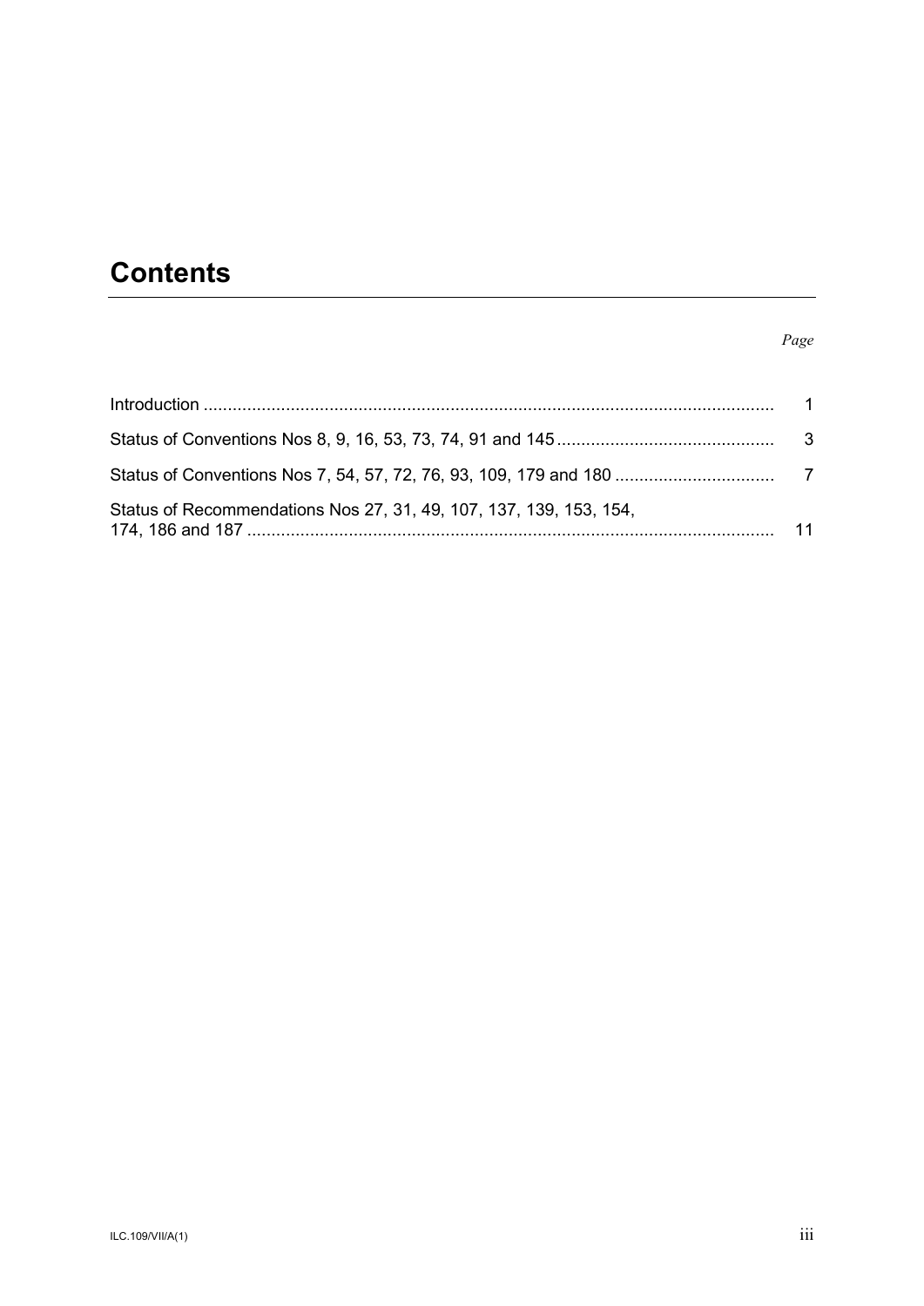# Contents

| | *Page* |
|---|---|
| Introduction | 1 |
| Status of Conventions Nos 8, 9, 16, 53, 73, 74, 91 and 145 | 3 |
| Status of Conventions Nos 7, 54, 57, 72, 76, 93, 109, 179 and 180 | 7 |
| Status of Recommendations Nos 27, 31, 49, 107, 137, 139, 153, 154, 174, 186 and 187 | 11 |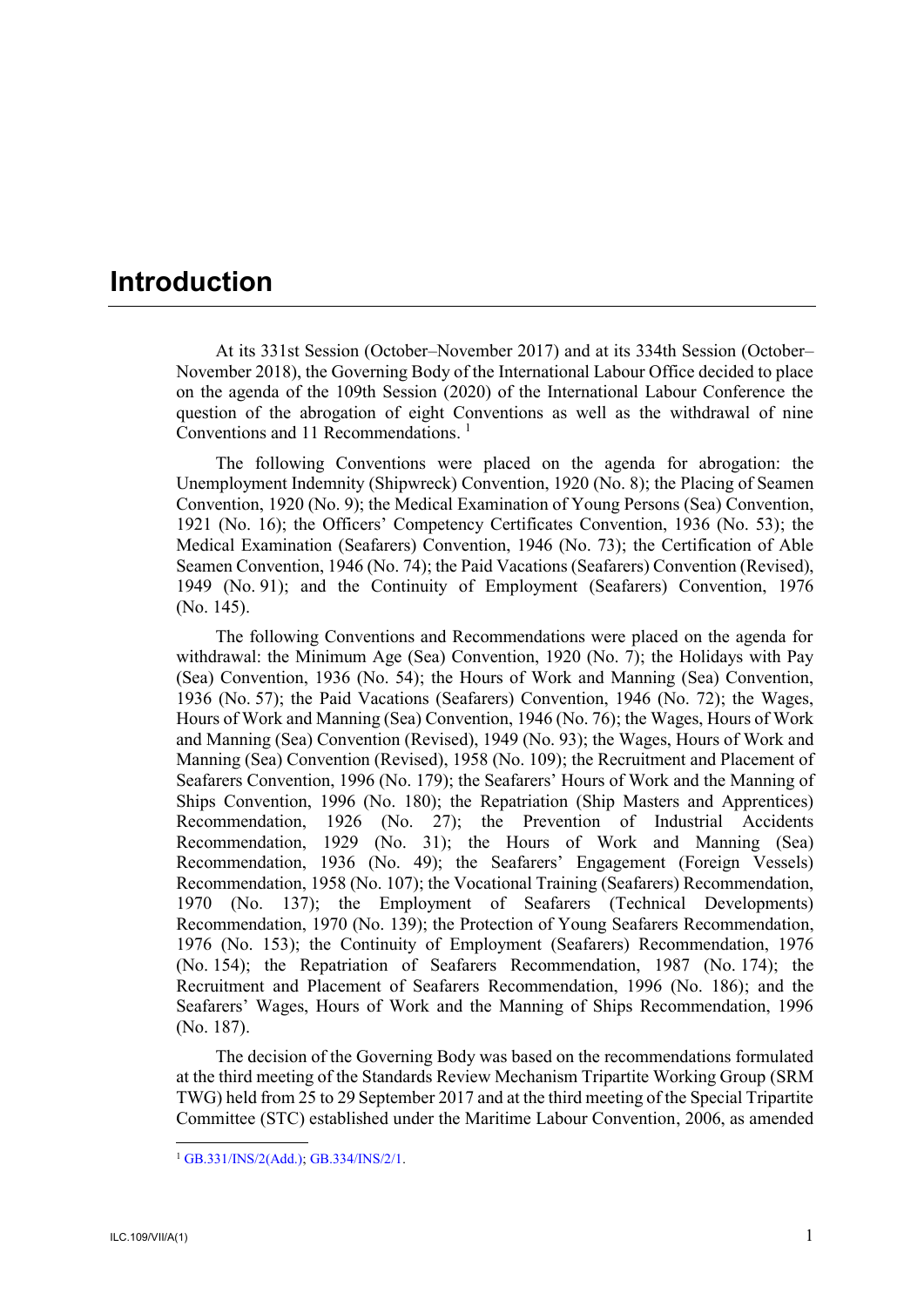# Introduction

At its 331st Session (October–November 2017) and at its 334th Session (October–November 2018), the Governing Body of the International Labour Office decided to place on the agenda of the 109th Session (2020) of the International Labour Conference the question of the abrogation of eight Conventions as well as the withdrawal of nine Conventions and 11 Recommendations. [1]

The following Conventions were placed on the agenda for abrogation: the Unemployment Indemnity (Shipwreck) Convention, 1920 (No. 8); the Placing of Seamen Convention, 1920 (No. 9); the Medical Examination of Young Persons (Sea) Convention, 1921 (No. 16); the Officers' Competency Certificates Convention, 1936 (No. 53); the Medical Examination (Seafarers) Convention, 1946 (No. 73); the Certification of Able Seamen Convention, 1946 (No. 74); the Paid Vacations (Seafarers) Convention (Revised), 1949 (No. 91); and the Continuity of Employment (Seafarers) Convention, 1976 (No. 145).

The following Conventions and Recommendations were placed on the agenda for withdrawal: the Minimum Age (Sea) Convention, 1920 (No. 7); the Holidays with Pay (Sea) Convention, 1936 (No. 54); the Hours of Work and Manning (Sea) Convention, 1936 (No. 57); the Paid Vacations (Seafarers) Convention, 1946 (No. 72); the Wages, Hours of Work and Manning (Sea) Convention, 1946 (No. 76); the Wages, Hours of Work and Manning (Sea) Convention (Revised), 1949 (No. 93); the Wages, Hours of Work and Manning (Sea) Convention (Revised), 1958 (No. 109); the Recruitment and Placement of Seafarers Convention, 1996 (No. 179); the Seafarers' Hours of Work and the Manning of Ships Convention, 1996 (No. 180); the Repatriation (Ship Masters and Apprentices) Recommendation, 1926 (No. 27); the Prevention of Industrial Accidents Recommendation, 1929 (No. 31); the Hours of Work and Manning (Sea) Recommendation, 1936 (No. 49); the Seafarers' Engagement (Foreign Vessels) Recommendation, 1958 (No. 107); the Vocational Training (Seafarers) Recommendation, 1970 (No. 137); the Employment of Seafarers (Technical Developments) Recommendation, 1970 (No. 139); the Protection of Young Seafarers Recommendation, 1976 (No. 153); the Continuity of Employment (Seafarers) Recommendation, 1976 (No. 154); the Repatriation of Seafarers Recommendation, 1987 (No. 174); the Recruitment and Placement of Seafarers Recommendation, 1996 (No. 186); and the Seafarers' Wages, Hours of Work and the Manning of Ships Recommendation, 1996 (No. 187).

The decision of the Governing Body was based on the recommendations formulated at the third meeting of the Standards Review Mechanism Tripartite Working Group (SRM TWG) held from 25 to 29 September 2017 and at the third meeting of the Special Tripartite Committee (STC) established under the Maritime Labour Convention, 2006, as amended

---

[1] GB.331/INS/2(Add.); GB.334/INS/2/1.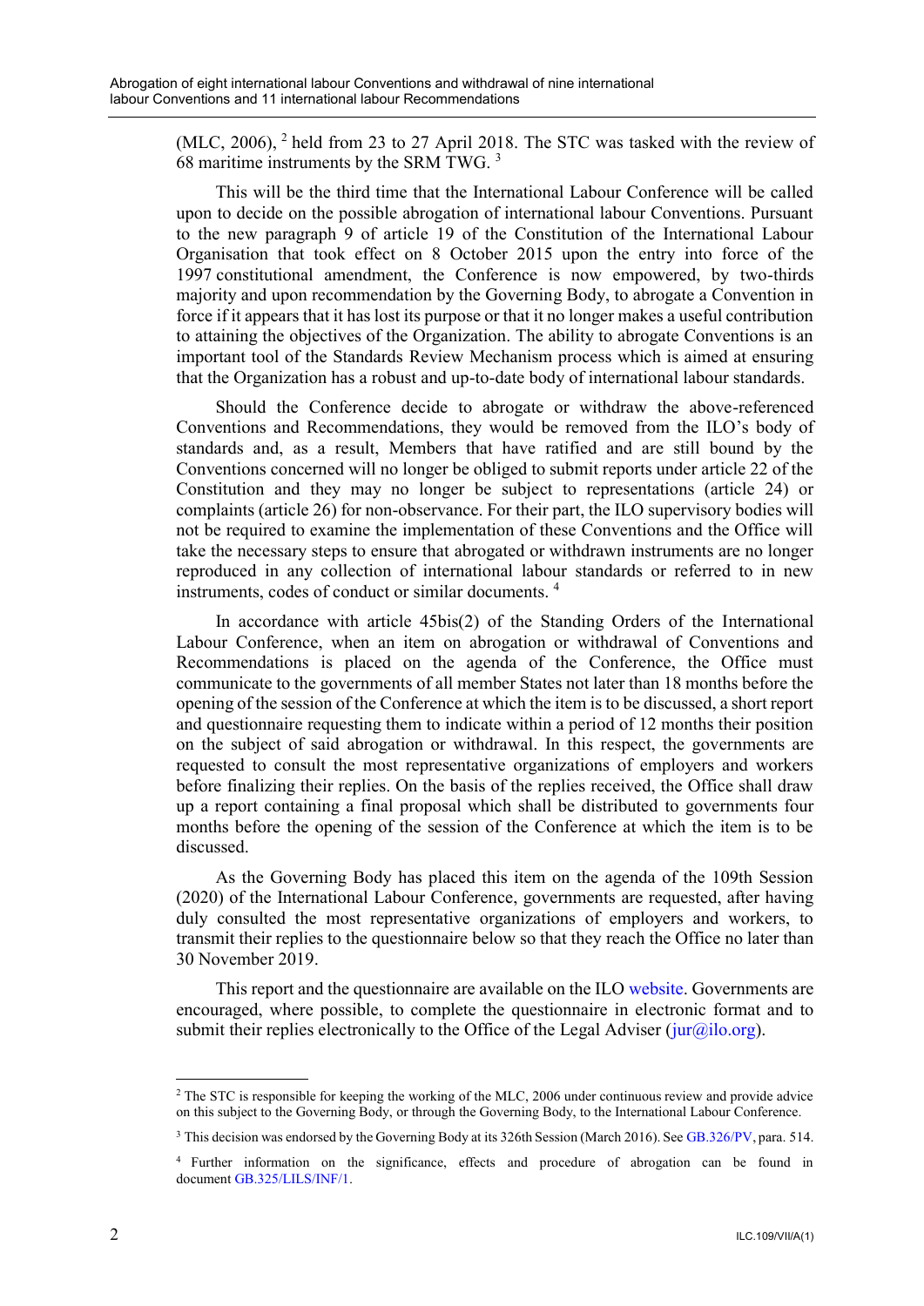(MLC, 2006), [2] held from 23 to 27 April 2018. The STC was tasked with the review of 68 maritime instruments by the SRM TWG. [3]

This will be the third time that the International Labour Conference will be called upon to decide on the possible abrogation of international labour Conventions. Pursuant to the new paragraph 9 of article 19 of the Constitution of the International Labour Organisation that took effect on 8 October 2015 upon the entry into force of the 1997 constitutional amendment, the Conference is now empowered, by two-thirds majority and upon recommendation by the Governing Body, to abrogate a Convention in force if it appears that it has lost its purpose or that it no longer makes a useful contribution to attaining the objectives of the Organization. The ability to abrogate Conventions is an important tool of the Standards Review Mechanism process which is aimed at ensuring that the Organization has a robust and up-to-date body of international labour standards.

Should the Conference decide to abrogate or withdraw the above-referenced Conventions and Recommendations, they would be removed from the ILO's body of standards and, as a result, Members that have ratified and are still bound by the Conventions concerned will no longer be obliged to submit reports under article 22 of the Constitution and they may no longer be subject to representations (article 24) or complaints (article 26) for non-observance. For their part, the ILO supervisory bodies will not be required to examine the implementation of these Conventions and the Office will take the necessary steps to ensure that abrogated or withdrawn instruments are no longer reproduced in any collection of international labour standards or referred to in new instruments, codes of conduct or similar documents. [4]

In accordance with article 45bis(2) of the Standing Orders of the International Labour Conference, when an item on abrogation or withdrawal of Conventions and Recommendations is placed on the agenda of the Conference, the Office must communicate to the governments of all member States not later than 18 months before the opening of the session of the Conference at which the item is to be discussed, a short report and questionnaire requesting them to indicate within a period of 12 months their position on the subject of said abrogation or withdrawal. In this respect, the governments are requested to consult the most representative organizations of employers and workers before finalizing their replies. On the basis of the replies received, the Office shall draw up a report containing a final proposal which shall be distributed to governments four months before the opening of the session of the Conference at which the item is to be discussed.

As the Governing Body has placed this item on the agenda of the 109th Session (2020) of the International Labour Conference, governments are requested, after having duly consulted the most representative organizations of employers and workers, to transmit their replies to the questionnaire below so that they reach the Office no later than 30 November 2019.

This report and the questionnaire are available on the ILO website. Governments are encouraged, where possible, to complete the questionnaire in electronic format and to submit their replies electronically to the Office of the Legal Adviser (jur@ilo.org).

---

[2] The STC is responsible for keeping the working of the MLC, 2006 under continuous review and provide advice on this subject to the Governing Body, or through the Governing Body, to the International Labour Conference.

[3] This decision was endorsed by the Governing Body at its 326th Session (March 2016). See GB.326/PV, para. 514.

[4] Further information on the significance, effects and procedure of abrogation can be found in document GB.325/LILS/INF/1.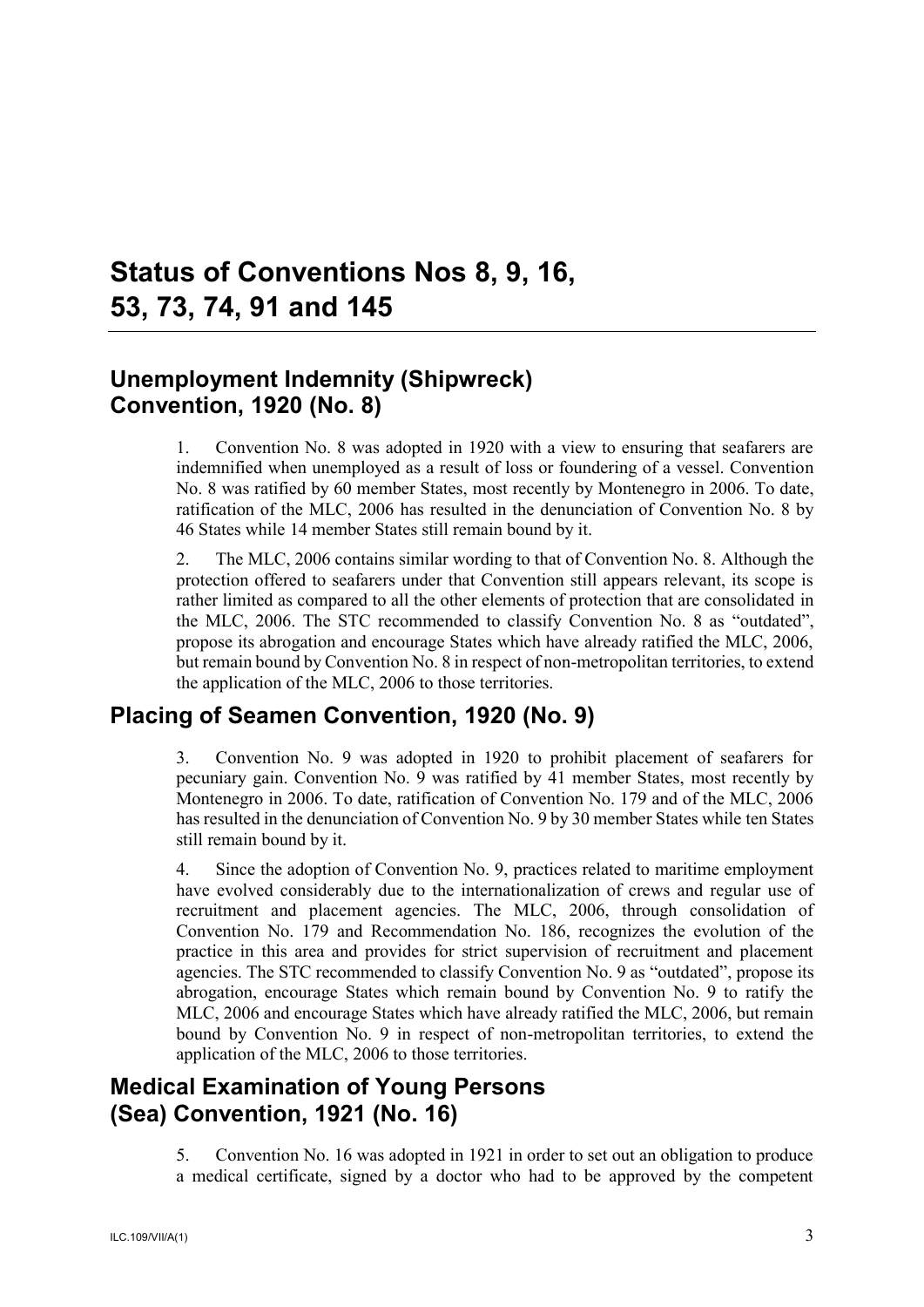# Status of Conventions Nos 8, 9, 16, 53, 73, 74, 91 and 145

## Unemployment Indemnity (Shipwreck) Convention, 1920 (No. 8)

1. Convention No. 8 was adopted in 1920 with a view to ensuring that seafarers are indemnified when unemployed as a result of loss or foundering of a vessel. Convention No. 8 was ratified by 60 member States, most recently by Montenegro in 2006. To date, ratification of the MLC, 2006 has resulted in the denunciation of Convention No. 8 by 46 States while 14 member States still remain bound by it.

2. The MLC, 2006 contains similar wording to that of Convention No. 8. Although the protection offered to seafarers under that Convention still appears relevant, its scope is rather limited as compared to all the other elements of protection that are consolidated in the MLC, 2006. The STC recommended to classify Convention No. 8 as "outdated", propose its abrogation and encourage States which have already ratified the MLC, 2006, but remain bound by Convention No. 8 in respect of non-metropolitan territories, to extend the application of the MLC, 2006 to those territories.

## Placing of Seamen Convention, 1920 (No. 9)

3. Convention No. 9 was adopted in 1920 to prohibit placement of seafarers for pecuniary gain. Convention No. 9 was ratified by 41 member States, most recently by Montenegro in 2006. To date, ratification of Convention No. 179 and of the MLC, 2006 has resulted in the denunciation of Convention No. 9 by 30 member States while ten States still remain bound by it.

4. Since the adoption of Convention No. 9, practices related to maritime employment have evolved considerably due to the internationalization of crews and regular use of recruitment and placement agencies. The MLC, 2006, through consolidation of Convention No. 179 and Recommendation No. 186, recognizes the evolution of the practice in this area and provides for strict supervision of recruitment and placement agencies. The STC recommended to classify Convention No. 9 as "outdated", propose its abrogation, encourage States which remain bound by Convention No. 9 to ratify the MLC, 2006 and encourage States which have already ratified the MLC, 2006, but remain bound by Convention No. 9 in respect of non-metropolitan territories, to extend the application of the MLC, 2006 to those territories.

## Medical Examination of Young Persons (Sea) Convention, 1921 (No. 16)

5. Convention No. 16 was adopted in 1921 in order to set out an obligation to produce a medical certificate, signed by a doctor who had to be approved by the competent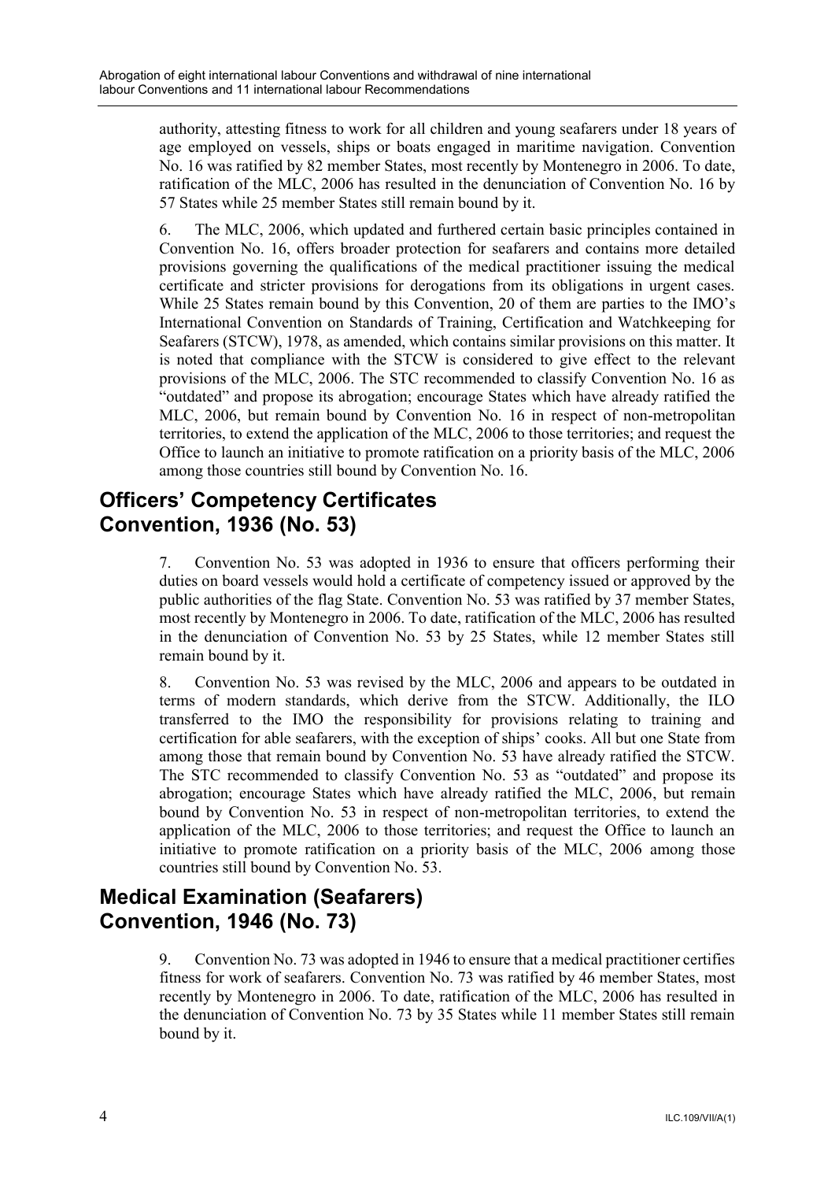authority, attesting fitness to work for all children and young seafarers under 18 years of age employed on vessels, ships or boats engaged in maritime navigation. Convention No. 16 was ratified by 82 member States, most recently by Montenegro in 2006. To date, ratification of the MLC, 2006 has resulted in the denunciation of Convention No. 16 by 57 States while 25 member States still remain bound by it.

6. The MLC, 2006, which updated and furthered certain basic principles contained in Convention No. 16, offers broader protection for seafarers and contains more detailed provisions governing the qualifications of the medical practitioner issuing the medical certificate and stricter provisions for derogations from its obligations in urgent cases. While 25 States remain bound by this Convention, 20 of them are parties to the IMO's International Convention on Standards of Training, Certification and Watchkeeping for Seafarers (STCW), 1978, as amended, which contains similar provisions on this matter. It is noted that compliance with the STCW is considered to give effect to the relevant provisions of the MLC, 2006. The STC recommended to classify Convention No. 16 as "outdated" and propose its abrogation; encourage States which have already ratified the MLC, 2006, but remain bound by Convention No. 16 in respect of non-metropolitan territories, to extend the application of the MLC, 2006 to those territories; and request the Office to launch an initiative to promote ratification on a priority basis of the MLC, 2006 among those countries still bound by Convention No. 16.

## Officers' Competency Certificates Convention, 1936 (No. 53)

7. Convention No. 53 was adopted in 1936 to ensure that officers performing their duties on board vessels would hold a certificate of competency issued or approved by the public authorities of the flag State. Convention No. 53 was ratified by 37 member States, most recently by Montenegro in 2006. To date, ratification of the MLC, 2006 has resulted in the denunciation of Convention No. 53 by 25 States, while 12 member States still remain bound by it.

8. Convention No. 53 was revised by the MLC, 2006 and appears to be outdated in terms of modern standards, which derive from the STCW. Additionally, the ILO transferred to the IMO the responsibility for provisions relating to training and certification for able seafarers, with the exception of ships' cooks. All but one State from among those that remain bound by Convention No. 53 have already ratified the STCW. The STC recommended to classify Convention No. 53 as "outdated" and propose its abrogation; encourage States which have already ratified the MLC, 2006, but remain bound by Convention No. 53 in respect of non-metropolitan territories, to extend the application of the MLC, 2006 to those territories; and request the Office to launch an initiative to promote ratification on a priority basis of the MLC, 2006 among those countries still bound by Convention No. 53.

## Medical Examination (Seafarers) Convention, 1946 (No. 73)

9. Convention No. 73 was adopted in 1946 to ensure that a medical practitioner certifies fitness for work of seafarers. Convention No. 73 was ratified by 46 member States, most recently by Montenegro in 2006. To date, ratification of the MLC, 2006 has resulted in the denunciation of Convention No. 73 by 35 States while 11 member States still remain bound by it.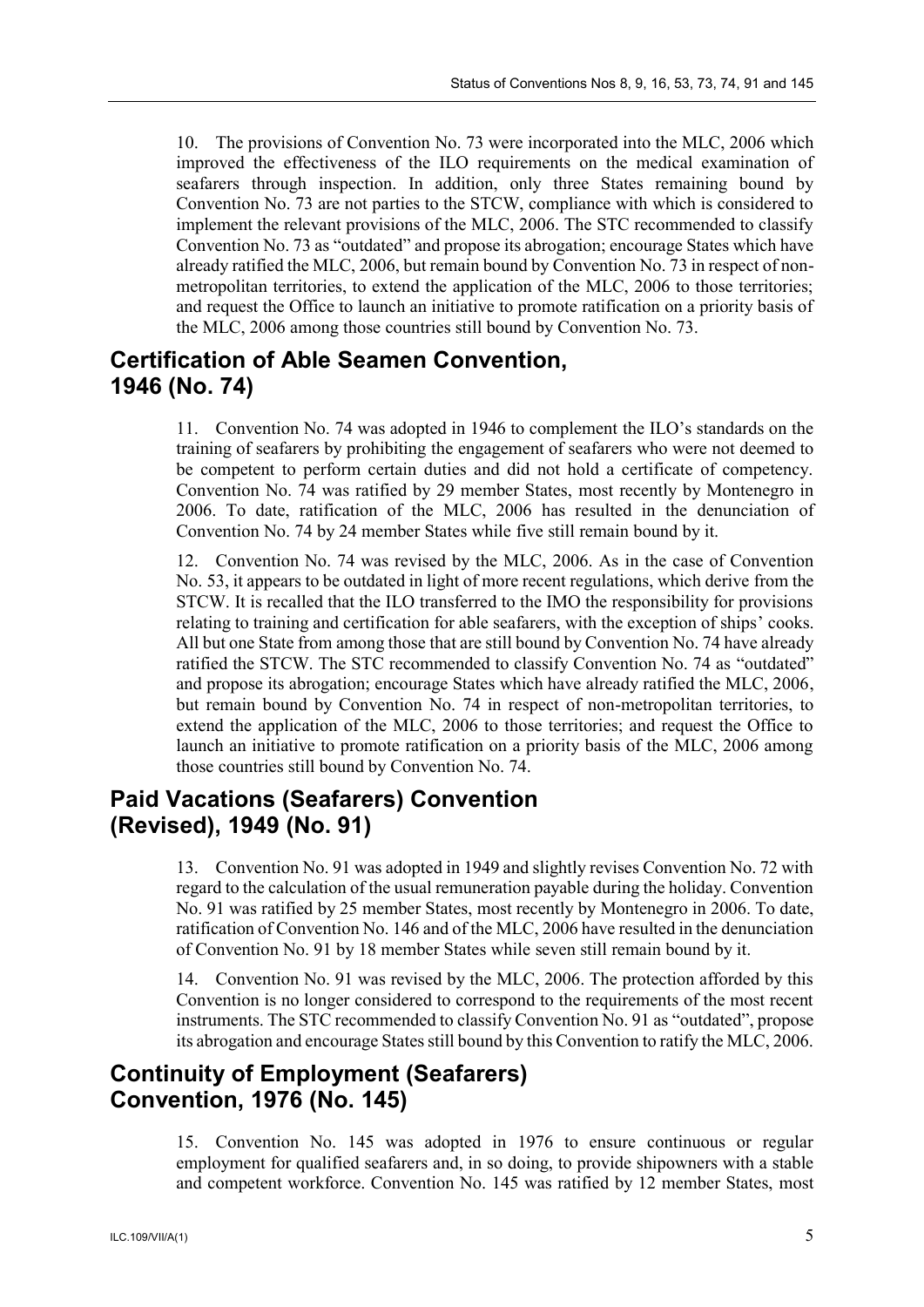10. The provisions of Convention No. 73 were incorporated into the MLC, 2006 which improved the effectiveness of the ILO requirements on the medical examination of seafarers through inspection. In addition, only three States remaining bound by Convention No. 73 are not parties to the STCW, compliance with which is considered to implement the relevant provisions of the MLC, 2006. The STC recommended to classify Convention No. 73 as "outdated" and propose its abrogation; encourage States which have already ratified the MLC, 2006, but remain bound by Convention No. 73 in respect of non-metropolitan territories, to extend the application of the MLC, 2006 to those territories; and request the Office to launch an initiative to promote ratification on a priority basis of the MLC, 2006 among those countries still bound by Convention No. 73.

## Certification of Able Seamen Convention, 1946 (No. 74)

11. Convention No. 74 was adopted in 1946 to complement the ILO's standards on the training of seafarers by prohibiting the engagement of seafarers who were not deemed to be competent to perform certain duties and did not hold a certificate of competency. Convention No. 74 was ratified by 29 member States, most recently by Montenegro in 2006. To date, ratification of the MLC, 2006 has resulted in the denunciation of Convention No. 74 by 24 member States while five still remain bound by it.

12. Convention No. 74 was revised by the MLC, 2006. As in the case of Convention No. 53, it appears to be outdated in light of more recent regulations, which derive from the STCW. It is recalled that the ILO transferred to the IMO the responsibility for provisions relating to training and certification for able seafarers, with the exception of ships' cooks. All but one State from among those that are still bound by Convention No. 74 have already ratified the STCW. The STC recommended to classify Convention No. 74 as "outdated" and propose its abrogation; encourage States which have already ratified the MLC, 2006, but remain bound by Convention No. 74 in respect of non-metropolitan territories, to extend the application of the MLC, 2006 to those territories; and request the Office to launch an initiative to promote ratification on a priority basis of the MLC, 2006 among those countries still bound by Convention No. 74.

## Paid Vacations (Seafarers) Convention (Revised), 1949 (No. 91)

13. Convention No. 91 was adopted in 1949 and slightly revises Convention No. 72 with regard to the calculation of the usual remuneration payable during the holiday. Convention No. 91 was ratified by 25 member States, most recently by Montenegro in 2006. To date, ratification of Convention No. 146 and of the MLC, 2006 have resulted in the denunciation of Convention No. 91 by 18 member States while seven still remain bound by it.

14. Convention No. 91 was revised by the MLC, 2006. The protection afforded by this Convention is no longer considered to correspond to the requirements of the most recent instruments. The STC recommended to classify Convention No. 91 as "outdated", propose its abrogation and encourage States still bound by this Convention to ratify the MLC, 2006.

## Continuity of Employment (Seafarers) Convention, 1976 (No. 145)

15. Convention No. 145 was adopted in 1976 to ensure continuous or regular employment for qualified seafarers and, in so doing, to provide shipowners with a stable and competent workforce. Convention No. 145 was ratified by 12 member States, most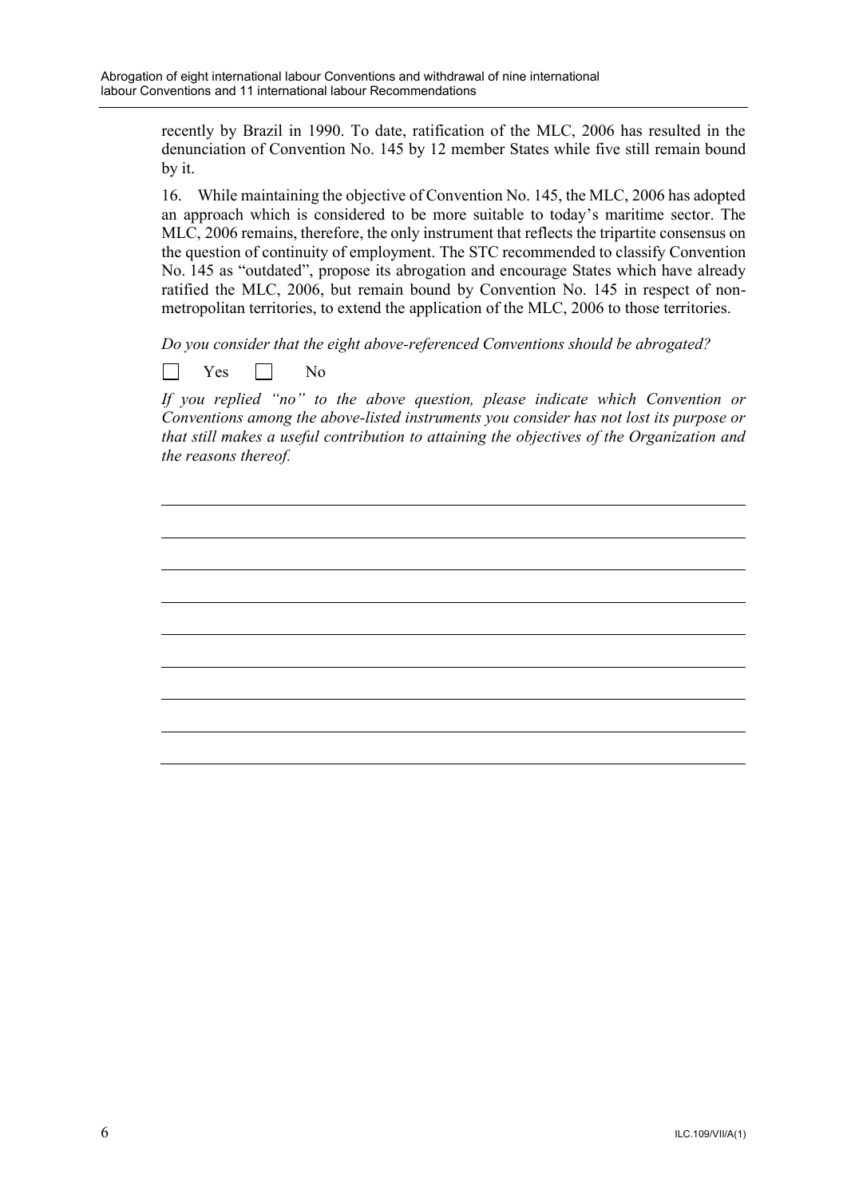recently by Brazil in 1990. To date, ratification of the MLC, 2006 has resulted in the denunciation of Convention No. 145 by 12 member States while five still remain bound by it.

16. While maintaining the objective of Convention No. 145, the MLC, 2006 has adopted an approach which is considered to be more suitable to today's maritime sector. The MLC, 2006 remains, therefore, the only instrument that reflects the tripartite consensus on the question of continuity of employment. The STC recommended to classify Convention No. 145 as "outdated", propose its abrogation and encourage States which have already ratified the MLC, 2006, but remain bound by Convention No. 145 in respect of non-metropolitan territories, to extend the application of the MLC, 2006 to those territories.

*Do you consider that the eight above-referenced Conventions should be abrogated?*

☐ Yes ☐ No

*If you replied "no" to the above question, please indicate which Convention or Conventions among the above-listed instruments you consider has not lost its purpose or that still makes a useful contribution to attaining the objectives of the Organization and the reasons thereof.*

______________________________________________________________________

______________________________________________________________________

______________________________________________________________________

______________________________________________________________________

______________________________________________________________________

______________________________________________________________________

______________________________________________________________________

______________________________________________________________________

______________________________________________________________________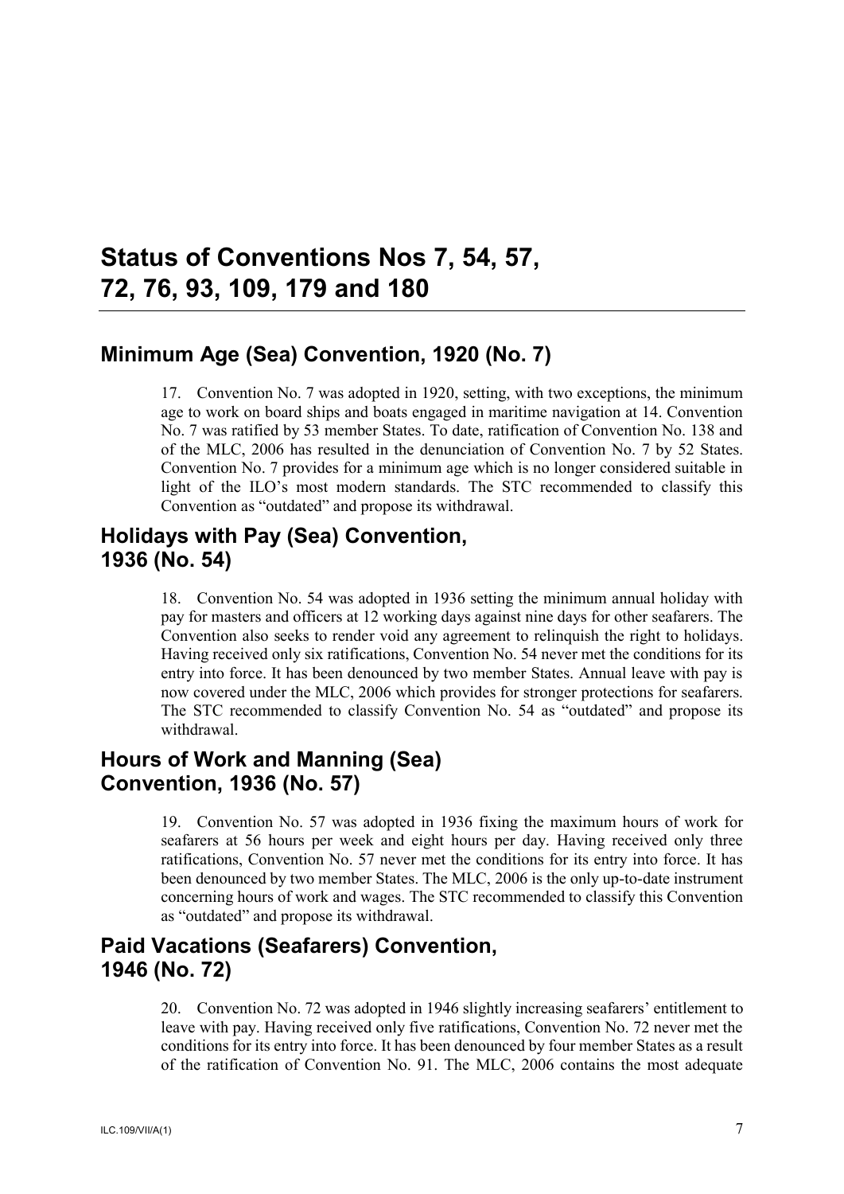# Status of Conventions Nos 7, 54, 57, 72, 76, 93, 109, 179 and 180

## Minimum Age (Sea) Convention, 1920 (No. 7)

17. Convention No. 7 was adopted in 1920, setting, with two exceptions, the minimum age to work on board ships and boats engaged in maritime navigation at 14. Convention No. 7 was ratified by 53 member States. To date, ratification of Convention No. 138 and of the MLC, 2006 has resulted in the denunciation of Convention No. 7 by 52 States. Convention No. 7 provides for a minimum age which is no longer considered suitable in light of the ILO's most modern standards. The STC recommended to classify this Convention as "outdated" and propose its withdrawal.

## Holidays with Pay (Sea) Convention, 1936 (No. 54)

18. Convention No. 54 was adopted in 1936 setting the minimum annual holiday with pay for masters and officers at 12 working days against nine days for other seafarers. The Convention also seeks to render void any agreement to relinquish the right to holidays. Having received only six ratifications, Convention No. 54 never met the conditions for its entry into force. It has been denounced by two member States. Annual leave with pay is now covered under the MLC, 2006 which provides for stronger protections for seafarers. The STC recommended to classify Convention No. 54 as "outdated" and propose its withdrawal.

## Hours of Work and Manning (Sea) Convention, 1936 (No. 57)

19. Convention No. 57 was adopted in 1936 fixing the maximum hours of work for seafarers at 56 hours per week and eight hours per day. Having received only three ratifications, Convention No. 57 never met the conditions for its entry into force. It has been denounced by two member States. The MLC, 2006 is the only up-to-date instrument concerning hours of work and wages. The STC recommended to classify this Convention as "outdated" and propose its withdrawal.

## Paid Vacations (Seafarers) Convention, 1946 (No. 72)

20. Convention No. 72 was adopted in 1946 slightly increasing seafarers' entitlement to leave with pay. Having received only five ratifications, Convention No. 72 never met the conditions for its entry into force. It has been denounced by four member States as a result of the ratification of Convention No. 91. The MLC, 2006 contains the most adequate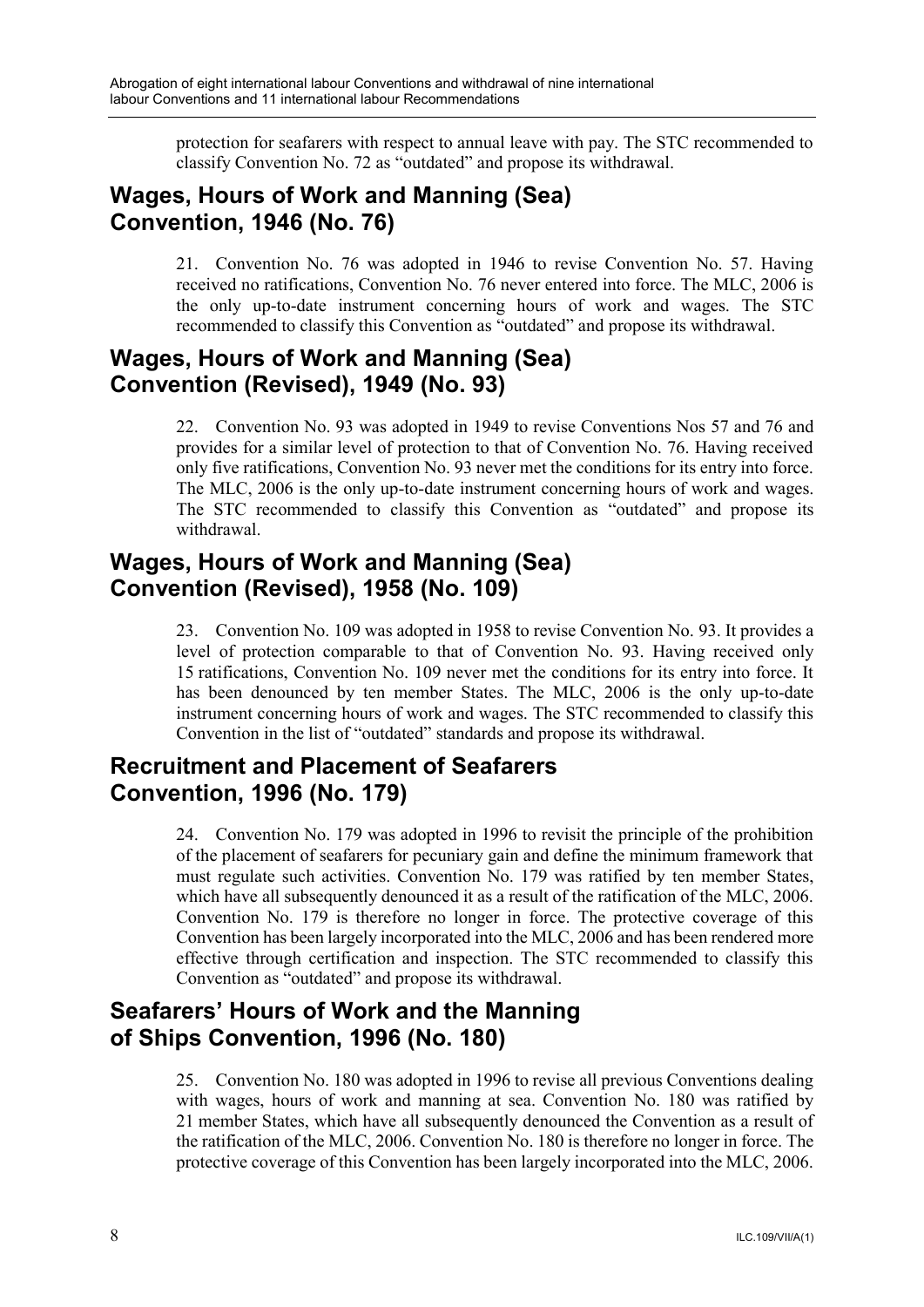protection for seafarers with respect to annual leave with pay. The STC recommended to classify Convention No. 72 as "outdated" and propose its withdrawal.

## Wages, Hours of Work and Manning (Sea) Convention, 1946 (No. 76)

21. Convention No. 76 was adopted in 1946 to revise Convention No. 57. Having received no ratifications, Convention No. 76 never entered into force. The MLC, 2006 is the only up-to-date instrument concerning hours of work and wages. The STC recommended to classify this Convention as "outdated" and propose its withdrawal.

## Wages, Hours of Work and Manning (Sea) Convention (Revised), 1949 (No. 93)

22. Convention No. 93 was adopted in 1949 to revise Conventions Nos 57 and 76 and provides for a similar level of protection to that of Convention No. 76. Having received only five ratifications, Convention No. 93 never met the conditions for its entry into force. The MLC, 2006 is the only up-to-date instrument concerning hours of work and wages. The STC recommended to classify this Convention as "outdated" and propose its withdrawal.

## Wages, Hours of Work and Manning (Sea) Convention (Revised), 1958 (No. 109)

23. Convention No. 109 was adopted in 1958 to revise Convention No. 93. It provides a level of protection comparable to that of Convention No. 93. Having received only 15 ratifications, Convention No. 109 never met the conditions for its entry into force. It has been denounced by ten member States. The MLC, 2006 is the only up-to-date instrument concerning hours of work and wages. The STC recommended to classify this Convention in the list of "outdated" standards and propose its withdrawal.

## Recruitment and Placement of Seafarers Convention, 1996 (No. 179)

24. Convention No. 179 was adopted in 1996 to revisit the principle of the prohibition of the placement of seafarers for pecuniary gain and define the minimum framework that must regulate such activities. Convention No. 179 was ratified by ten member States, which have all subsequently denounced it as a result of the ratification of the MLC, 2006. Convention No. 179 is therefore no longer in force. The protective coverage of this Convention has been largely incorporated into the MLC, 2006 and has been rendered more effective through certification and inspection. The STC recommended to classify this Convention as "outdated" and propose its withdrawal.

## Seafarers' Hours of Work and the Manning of Ships Convention, 1996 (No. 180)

25. Convention No. 180 was adopted in 1996 to revise all previous Conventions dealing with wages, hours of work and manning at sea. Convention No. 180 was ratified by 21 member States, which have all subsequently denounced the Convention as a result of the ratification of the MLC, 2006. Convention No. 180 is therefore no longer in force. The protective coverage of this Convention has been largely incorporated into the MLC, 2006.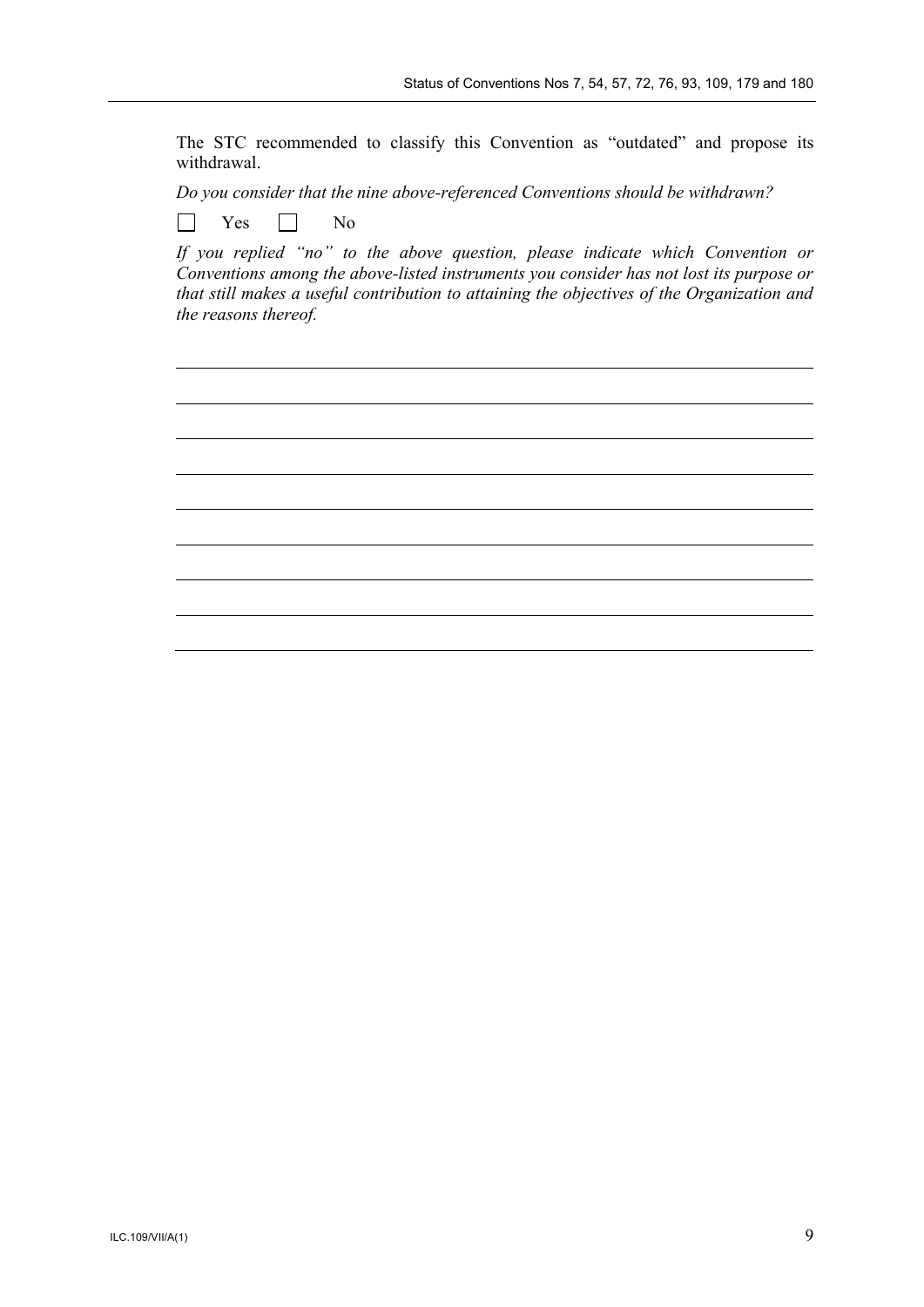The STC recommended to classify this Convention as "outdated" and propose its withdrawal.

*Do you consider that the nine above-referenced Conventions should be withdrawn?*

☐ Yes ☐ No

*If you replied "no" to the above question, please indicate which Convention or Conventions among the above-listed instruments you consider has not lost its purpose or that still makes a useful contribution to attaining the objectives of the Organization and the reasons thereof.*

\_\_\_\_\_\_\_\_\_\_\_\_\_\_\_\_\_\_\_\_\_\_\_\_\_\_\_\_\_\_\_\_\_\_\_\_\_\_\_\_\_\_\_\_\_\_\_\_\_\_\_\_\_\_\_\_\_\_\_\_\_\_\_\_\_\_\_\_\_\_\_\_\_\_\_\_\_\_

\_\_\_\_\_\_\_\_\_\_\_\_\_\_\_\_\_\_\_\_\_\_\_\_\_\_\_\_\_\_\_\_\_\_\_\_\_\_\_\_\_\_\_\_\_\_\_\_\_\_\_\_\_\_\_\_\_\_\_\_\_\_\_\_\_\_\_\_\_\_\_\_\_\_\_\_\_\_

\_\_\_\_\_\_\_\_\_\_\_\_\_\_\_\_\_\_\_\_\_\_\_\_\_\_\_\_\_\_\_\_\_\_\_\_\_\_\_\_\_\_\_\_\_\_\_\_\_\_\_\_\_\_\_\_\_\_\_\_\_\_\_\_\_\_\_\_\_\_\_\_\_\_\_\_\_\_

\_\_\_\_\_\_\_\_\_\_\_\_\_\_\_\_\_\_\_\_\_\_\_\_\_\_\_\_\_\_\_\_\_\_\_\_\_\_\_\_\_\_\_\_\_\_\_\_\_\_\_\_\_\_\_\_\_\_\_\_\_\_\_\_\_\_\_\_\_\_\_\_\_\_\_\_\_\_

\_\_\_\_\_\_\_\_\_\_\_\_\_\_\_\_\_\_\_\_\_\_\_\_\_\_\_\_\_\_\_\_\_\_\_\_\_\_\_\_\_\_\_\_\_\_\_\_\_\_\_\_\_\_\_\_\_\_\_\_\_\_\_\_\_\_\_\_\_\_\_\_\_\_\_\_\_\_

\_\_\_\_\_\_\_\_\_\_\_\_\_\_\_\_\_\_\_\_\_\_\_\_\_\_\_\_\_\_\_\_\_\_\_\_\_\_\_\_\_\_\_\_\_\_\_\_\_\_\_\_\_\_\_\_\_\_\_\_\_\_\_\_\_\_\_\_\_\_\_\_\_\_\_\_\_\_

\_\_\_\_\_\_\_\_\_\_\_\_\_\_\_\_\_\_\_\_\_\_\_\_\_\_\_\_\_\_\_\_\_\_\_\_\_\_\_\_\_\_\_\_\_\_\_\_\_\_\_\_\_\_\_\_\_\_\_\_\_\_\_\_\_\_\_\_\_\_\_\_\_\_\_\_\_\_

\_\_\_\_\_\_\_\_\_\_\_\_\_\_\_\_\_\_\_\_\_\_\_\_\_\_\_\_\_\_\_\_\_\_\_\_\_\_\_\_\_\_\_\_\_\_\_\_\_\_\_\_\_\_\_\_\_\_\_\_\_\_\_\_\_\_\_\_\_\_\_\_\_\_\_\_\_\_

\_\_\_\_\_\_\_\_\_\_\_\_\_\_\_\_\_\_\_\_\_\_\_\_\_\_\_\_\_\_\_\_\_\_\_\_\_\_\_\_\_\_\_\_\_\_\_\_\_\_\_\_\_\_\_\_\_\_\_\_\_\_\_\_\_\_\_\_\_\_\_\_\_\_\_\_\_\_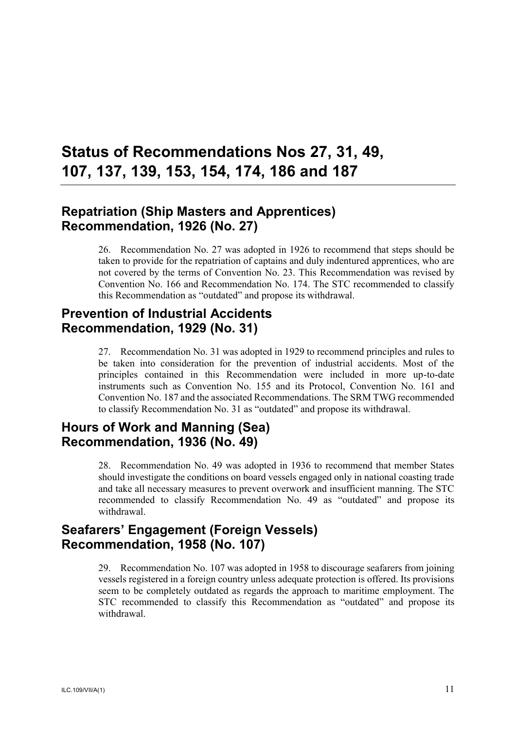# Status of Recommendations Nos 27, 31, 49, 107, 137, 139, 153, 154, 174, 186 and 187

## Repatriation (Ship Masters and Apprentices) Recommendation, 1926 (No. 27)

26. Recommendation No. 27 was adopted in 1926 to recommend that steps should be taken to provide for the repatriation of captains and duly indentured apprentices, who are not covered by the terms of Convention No. 23. This Recommendation was revised by Convention No. 166 and Recommendation No. 174. The STC recommended to classify this Recommendation as "outdated" and propose its withdrawal.

## Prevention of Industrial Accidents Recommendation, 1929 (No. 31)

27. Recommendation No. 31 was adopted in 1929 to recommend principles and rules to be taken into consideration for the prevention of industrial accidents. Most of the principles contained in this Recommendation were included in more up-to-date instruments such as Convention No. 155 and its Protocol, Convention No. 161 and Convention No. 187 and the associated Recommendations. The SRM TWG recommended to classify Recommendation No. 31 as "outdated" and propose its withdrawal.

## Hours of Work and Manning (Sea) Recommendation, 1936 (No. 49)

28. Recommendation No. 49 was adopted in 1936 to recommend that member States should investigate the conditions on board vessels engaged only in national coasting trade and take all necessary measures to prevent overwork and insufficient manning. The STC recommended to classify Recommendation No. 49 as "outdated" and propose its withdrawal.

## Seafarers' Engagement (Foreign Vessels) Recommendation, 1958 (No. 107)

29. Recommendation No. 107 was adopted in 1958 to discourage seafarers from joining vessels registered in a foreign country unless adequate protection is offered. Its provisions seem to be completely outdated as regards the approach to maritime employment. The STC recommended to classify this Recommendation as "outdated" and propose its withdrawal.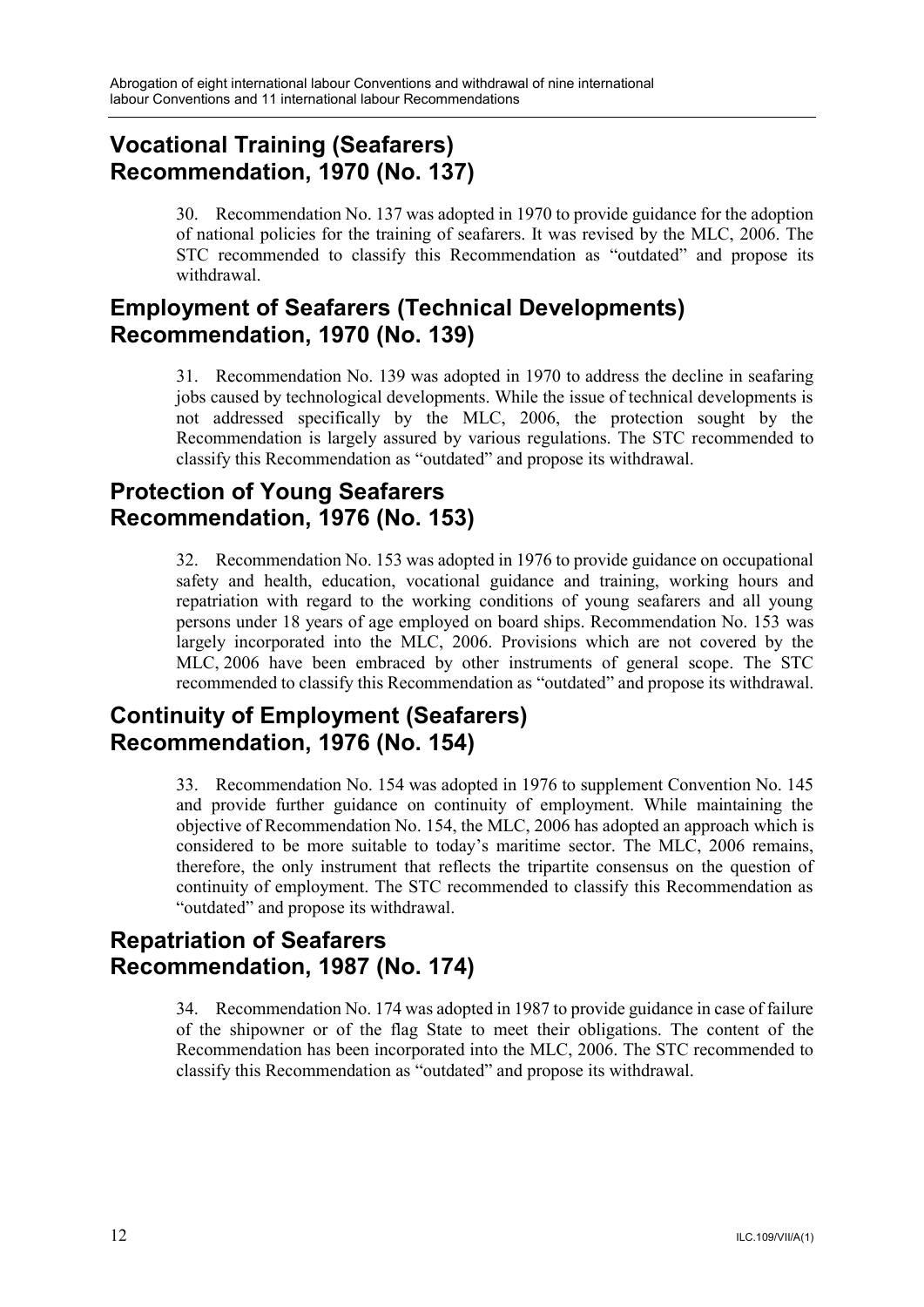## Vocational Training (Seafarers) Recommendation, 1970 (No. 137)

30. Recommendation No. 137 was adopted in 1970 to provide guidance for the adoption of national policies for the training of seafarers. It was revised by the MLC, 2006. The STC recommended to classify this Recommendation as "outdated" and propose its withdrawal.

## Employment of Seafarers (Technical Developments) Recommendation, 1970 (No. 139)

31. Recommendation No. 139 was adopted in 1970 to address the decline in seafaring jobs caused by technological developments. While the issue of technical developments is not addressed specifically by the MLC, 2006, the protection sought by the Recommendation is largely assured by various regulations. The STC recommended to classify this Recommendation as "outdated" and propose its withdrawal.

## Protection of Young Seafarers Recommendation, 1976 (No. 153)

32. Recommendation No. 153 was adopted in 1976 to provide guidance on occupational safety and health, education, vocational guidance and training, working hours and repatriation with regard to the working conditions of young seafarers and all young persons under 18 years of age employed on board ships. Recommendation No. 153 was largely incorporated into the MLC, 2006. Provisions which are not covered by the MLC, 2006 have been embraced by other instruments of general scope. The STC recommended to classify this Recommendation as "outdated" and propose its withdrawal.

## Continuity of Employment (Seafarers) Recommendation, 1976 (No. 154)

33. Recommendation No. 154 was adopted in 1976 to supplement Convention No. 145 and provide further guidance on continuity of employment. While maintaining the objective of Recommendation No. 154, the MLC, 2006 has adopted an approach which is considered to be more suitable to today's maritime sector. The MLC, 2006 remains, therefore, the only instrument that reflects the tripartite consensus on the question of continuity of employment. The STC recommended to classify this Recommendation as "outdated" and propose its withdrawal.

## Repatriation of Seafarers Recommendation, 1987 (No. 174)

34. Recommendation No. 174 was adopted in 1987 to provide guidance in case of failure of the shipowner or of the flag State to meet their obligations. The content of the Recommendation has been incorporated into the MLC, 2006. The STC recommended to classify this Recommendation as "outdated" and propose its withdrawal.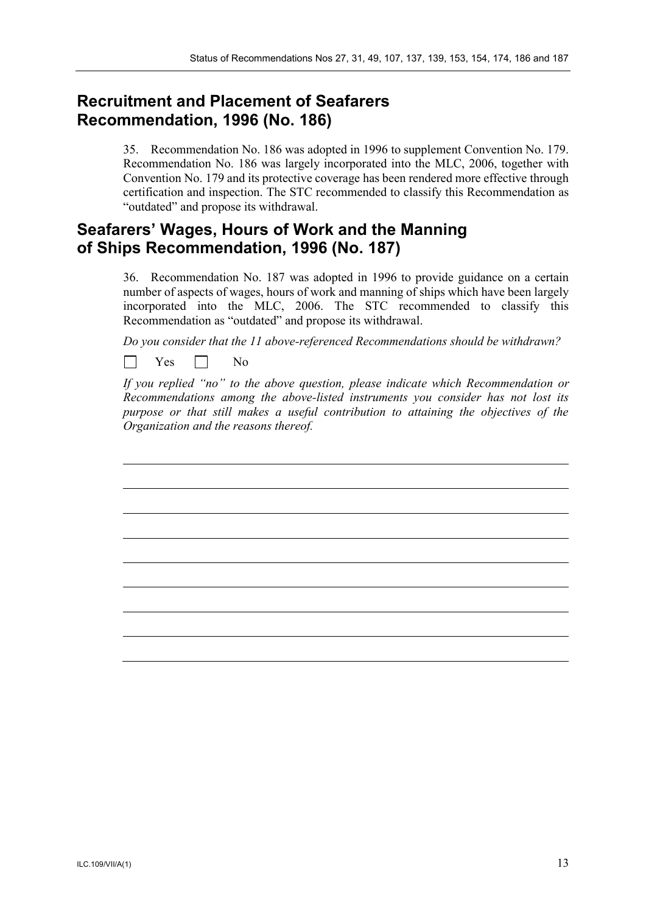## Recruitment and Placement of Seafarers Recommendation, 1996 (No. 186)

35. Recommendation No. 186 was adopted in 1996 to supplement Convention No. 179. Recommendation No. 186 was largely incorporated into the MLC, 2006, together with Convention No. 179 and its protective coverage has been rendered more effective through certification and inspection. The STC recommended to classify this Recommendation as "outdated" and propose its withdrawal.

## Seafarers' Wages, Hours of Work and the Manning of Ships Recommendation, 1996 (No. 187)

36. Recommendation No. 187 was adopted in 1996 to provide guidance on a certain number of aspects of wages, hours of work and manning of ships which have been largely incorporated into the MLC, 2006. The STC recommended to classify this Recommendation as "outdated" and propose its withdrawal.

*Do you consider that the 11 above-referenced Recommendations should be withdrawn?*

☐ Yes ☐ No

*If you replied "no" to the above question, please indicate which Recommendation or Recommendations among the above-listed instruments you consider has not lost its purpose or that still makes a useful contribution to attaining the objectives of the Organization and the reasons thereof.*

\_\_\_\_\_\_\_\_\_\_\_\_\_\_\_\_\_\_\_\_\_\_\_\_\_\_\_\_\_\_\_\_\_\_\_\_\_\_\_\_\_\_\_\_\_\_\_\_\_\_\_\_\_\_\_\_\_\_\_\_\_\_\_\_\_\_\_\_\_\_

\_\_\_\_\_\_\_\_\_\_\_\_\_\_\_\_\_\_\_\_\_\_\_\_\_\_\_\_\_\_\_\_\_\_\_\_\_\_\_\_\_\_\_\_\_\_\_\_\_\_\_\_\_\_\_\_\_\_\_\_\_\_\_\_\_\_\_\_\_\_

\_\_\_\_\_\_\_\_\_\_\_\_\_\_\_\_\_\_\_\_\_\_\_\_\_\_\_\_\_\_\_\_\_\_\_\_\_\_\_\_\_\_\_\_\_\_\_\_\_\_\_\_\_\_\_\_\_\_\_\_\_\_\_\_\_\_\_\_\_\_

\_\_\_\_\_\_\_\_\_\_\_\_\_\_\_\_\_\_\_\_\_\_\_\_\_\_\_\_\_\_\_\_\_\_\_\_\_\_\_\_\_\_\_\_\_\_\_\_\_\_\_\_\_\_\_\_\_\_\_\_\_\_\_\_\_\_\_\_\_\_

\_\_\_\_\_\_\_\_\_\_\_\_\_\_\_\_\_\_\_\_\_\_\_\_\_\_\_\_\_\_\_\_\_\_\_\_\_\_\_\_\_\_\_\_\_\_\_\_\_\_\_\_\_\_\_\_\_\_\_\_\_\_\_\_\_\_\_\_\_\_

\_\_\_\_\_\_\_\_\_\_\_\_\_\_\_\_\_\_\_\_\_\_\_\_\_\_\_\_\_\_\_\_\_\_\_\_\_\_\_\_\_\_\_\_\_\_\_\_\_\_\_\_\_\_\_\_\_\_\_\_\_\_\_\_\_\_\_\_\_\_

\_\_\_\_\_\_\_\_\_\_\_\_\_\_\_\_\_\_\_\_\_\_\_\_\_\_\_\_\_\_\_\_\_\_\_\_\_\_\_\_\_\_\_\_\_\_\_\_\_\_\_\_\_\_\_\_\_\_\_\_\_\_\_\_\_\_\_\_\_\_

\_\_\_\_\_\_\_\_\_\_\_\_\_\_\_\_\_\_\_\_\_\_\_\_\_\_\_\_\_\_\_\_\_\_\_\_\_\_\_\_\_\_\_\_\_\_\_\_\_\_\_\_\_\_\_\_\_\_\_\_\_\_\_\_\_\_\_\_\_\_

\_\_\_\_\_\_\_\_\_\_\_\_\_\_\_\_\_\_\_\_\_\_\_\_\_\_\_\_\_\_\_\_\_\_\_\_\_\_\_\_\_\_\_\_\_\_\_\_\_\_\_\_\_\_\_\_\_\_\_\_\_\_\_\_\_\_\_\_\_\_